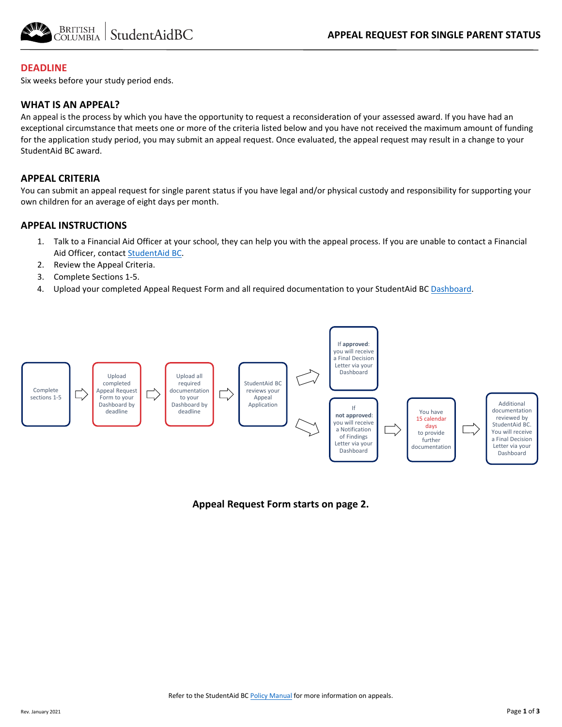# APPEAL REQUEST FOR SINGLE PARENT STATUS

## DEADLINE

Six weeks before your study period ends.

## WHAT IS AN APPEAL?

An appeal is the process by which you have the opportunity to request a reconsideration of your assessed award. If you have had an exceptional circumstance that meets one or more of the criteria listed below and you have not received the maximum amount of funding for the application study period, you may submit an appeal request. Once evaluated, the appeal request may result in a change to your StudentAid BC award.

## APPEAL CRITERIA

You can submit an appeal request for single parent status if you have legal and/or physical custody and responsibility for supporting your own children for an average of eight days per month.

## APPEAL INSTRUCTIONS

1. Talk to a Financial Aid Officer at your school, they can help you with the appeal process. If you are unable to contact a Financial Aid Officer, contact StudentAid BC.
2. Review the Appeal Criteria.
3. Complete Sections 1-5.
4. Upload your completed Appeal Request Form and all required documentation to your StudentAid BC Dashboard.

Complete sections 1-5 → Upload completed Appeal Request Form to your Dashboard by deadline → Upload all required documentation to your Dashboard by deadline → StudentAid BC reviews your Appeal Application →

- If **approved**: you will receive a Final Decision Letter via your Dashboard
- If **not approved**: you will receive a Notification of Findings Letter via your Dashboard → You have 15 calendar days to provide further documentation → Additional documentation reviewed by StudentAid BC. You will receive a Final Decision Letter via your Dashboard

**Appeal Request Form starts on page 2.**

Refer to the StudentAid BC Policy Manual for more information on appeals.

Rev. January 2021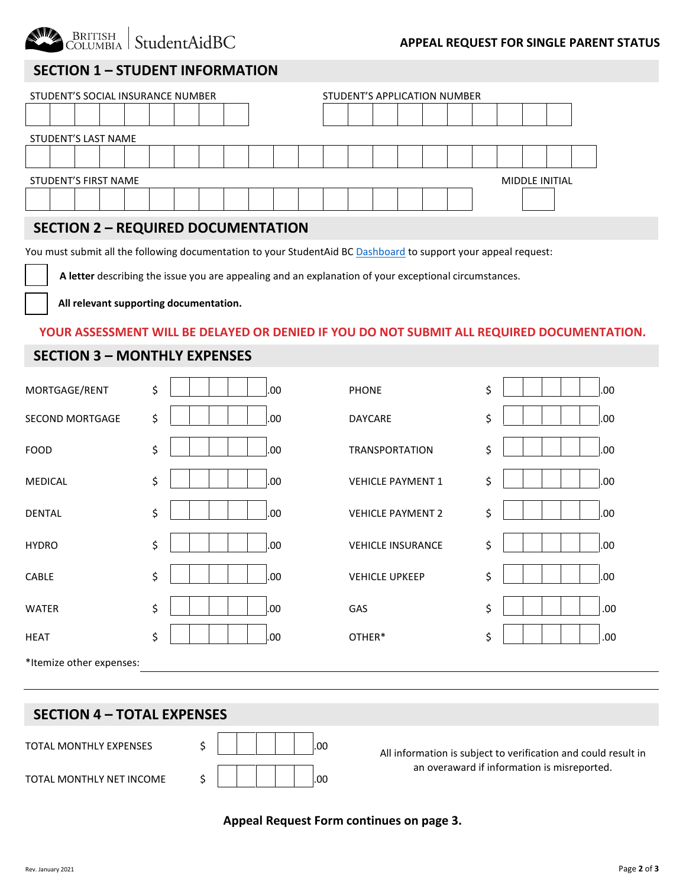**BRITISH COLUMBIA | StudentAidBC**

**APPEAL REQUEST FOR SINGLE PARENT STATUS**

## SECTION 1 – STUDENT INFORMATION

STUDENT'S SOCIAL INSURANCE NUMBER

STUDENT'S APPLICATION NUMBER

STUDENT'S LAST NAME

STUDENT'S FIRST NAME

MIDDLE INITIAL

## SECTION 2 – REQUIRED DOCUMENTATION

You must submit all the following documentation to your StudentAid BC Dashboard to support your appeal request:

- ☐ **A letter** describing the issue you are appealing and an explanation of your exceptional circumstances.
- ☐ **All relevant supporting documentation.**

**YOUR ASSESSMENT WILL BE DELAYED OR DENIED IF YOU DO NOT SUBMIT ALL REQUIRED DOCUMENTATION.**

## SECTION 3 – MONTHLY EXPENSES

| Expense | Amount | Expense | Amount |
|---|---|---|---|
| MORTGAGE/RENT | $ .00 | PHONE | $ .00 |
| SECOND MORTGAGE | $ .00 | DAYCARE | $ .00 |
| FOOD | $ .00 | TRANSPORTATION | $ .00 |
| MEDICAL | $ .00 | VEHICLE PAYMENT 1 | $ .00 |
| DENTAL | $ .00 | VEHICLE PAYMENT 2 | $ .00 |
| HYDRO | $ .00 | VEHICLE INSURANCE | $ .00 |
| CABLE | $ .00 | VEHICLE UPKEEP | $ .00 |
| WATER | $ .00 | GAS | $ .00 |
| HEAT | $ .00 | OTHER* | $ .00 |

*Itemize other expenses:

## SECTION 4 – TOTAL EXPENSES

| | |
|---|---|
| TOTAL MONTHLY EXPENSES | $ .00 |
| TOTAL MONTHLY NET INCOME | $ .00 |

All information is subject to verification and could result in an overaward if information is misreported.

**Appeal Request Form continues on page 3.**

Rev. January 2021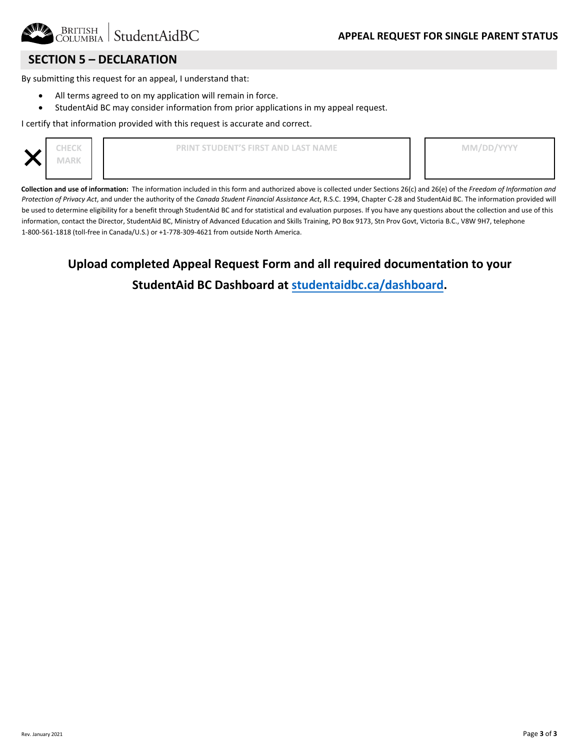## SECTION 5 – DECLARATION

By submitting this request for an appeal, I understand that:

- All terms agreed to on my application will remain in force.
- StudentAid BC may consider information from prior applications in my appeal request.

I certify that information provided with this request is accurate and correct.

| | | | |
|---|---|---|---|
| ✕ | CHECK MARK | PRINT STUDENT'S FIRST AND LAST NAME | MM/DD/YYYY |

**Collection and use of information:** The information included in this form and authorized above is collected under Sections 26(c) and 26(e) of the *Freedom of Information and Protection of Privacy Act*, and under the authority of the *Canada Student Financial Assistance Act*, R.S.C. 1994, Chapter C-28 and StudentAid BC. The information provided will be used to determine eligibility for a benefit through StudentAid BC and for statistical and evaluation purposes. If you have any questions about the collection and use of this information, contact the Director, StudentAid BC, Ministry of Advanced Education and Skills Training, PO Box 9173, Stn Prov Govt, Victoria B.C., V8W 9H7, telephone 1-800-561-1818 (toll-free in Canada/U.S.) or +1-778-309-4621 from outside North America.

**Upload completed Appeal Request Form and all required documentation to your StudentAid BC Dashboard at studentaidbc.ca/dashboard.**

Rev. January 2021